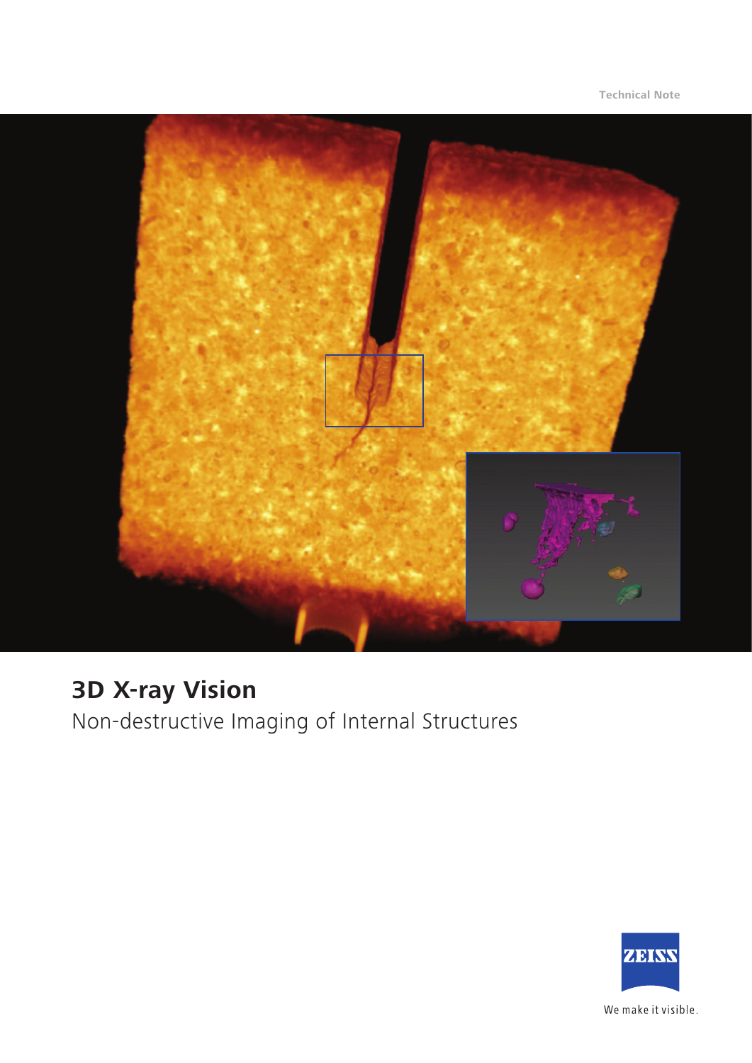Technical Note

# 3D X-ray Vision

Non-destructive Imaging of Internal Structures

We make it visible.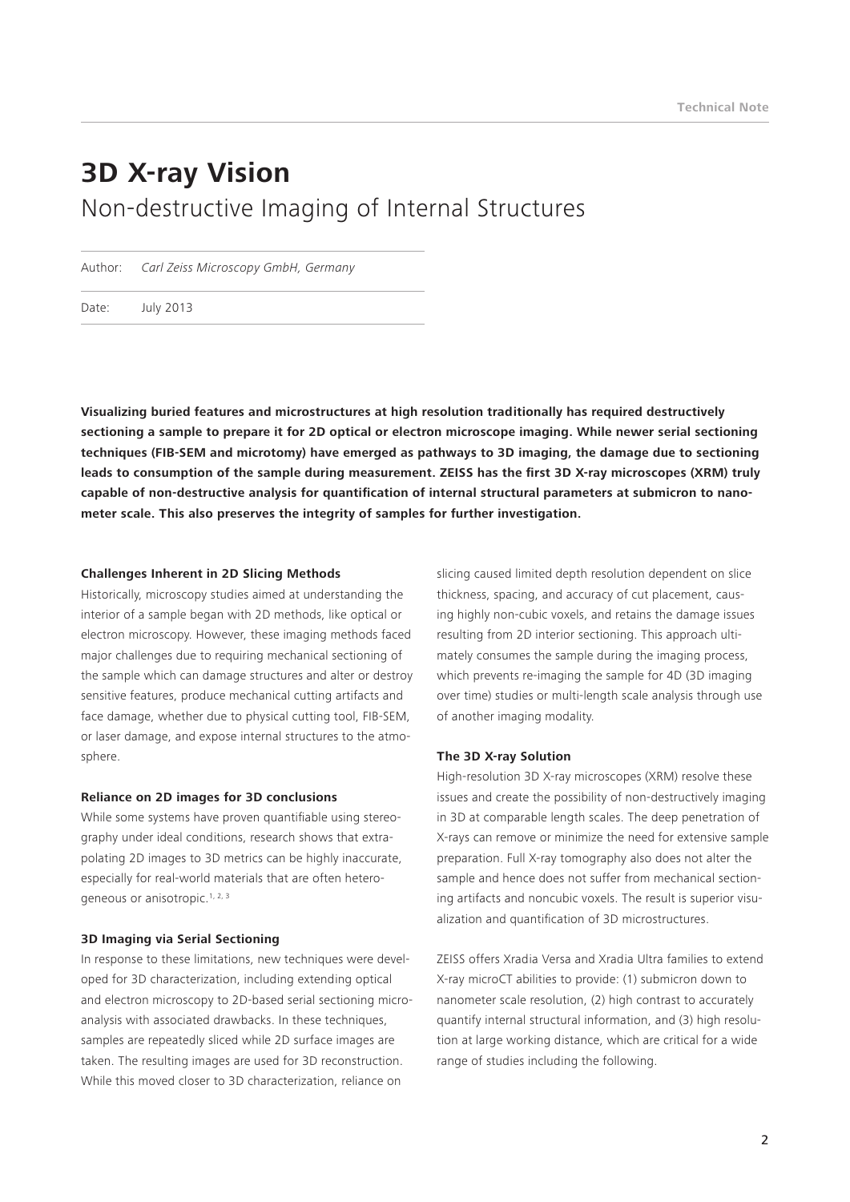# 3D X-ray Vision

## Non-destructive Imaging of Internal Structures

Author: *Carl Zeiss Microscopy GmbH, Germany*

Date: July 2013

**Visualizing buried features and microstructures at high resolution traditionally has required destructively sectioning a sample to prepare it for 2D optical or electron microscope imaging. While newer serial sectioning techniques (FIB-SEM and microtomy) have emerged as pathways to 3D imaging, the damage due to sectioning leads to consumption of the sample during measurement. ZEISS has the first 3D X-ray microscopes (XRM) truly capable of non-destructive analysis for quantification of internal structural parameters at submicron to nanometer scale. This also preserves the integrity of samples for further investigation.**

### Challenges Inherent in 2D Slicing Methods

Historically, microscopy studies aimed at understanding the interior of a sample began with 2D methods, like optical or electron microscopy. However, these imaging methods faced major challenges due to requiring mechanical sectioning of the sample which can damage structures and alter or destroy sensitive features, produce mechanical cutting artifacts and face damage, whether due to physical cutting tool, FIB-SEM, or laser damage, and expose internal structures to the atmosphere.

### Reliance on 2D images for 3D conclusions

While some systems have proven quantifiable using stereography under ideal conditions, research shows that extrapolating 2D images to 3D metrics can be highly inaccurate, especially for real-world materials that are often heterogeneous or anisotropic.[1, 2, 3]

### 3D Imaging via Serial Sectioning

In response to these limitations, new techniques were developed for 3D characterization, including extending optical and electron microscopy to 2D-based serial sectioning microanalysis with associated drawbacks. In these techniques, samples are repeatedly sliced while 2D surface images are taken. The resulting images are used for 3D reconstruction. While this moved closer to 3D characterization, reliance on slicing caused limited depth resolution dependent on slice thickness, spacing, and accuracy of cut placement, causing highly non-cubic voxels, and retains the damage issues resulting from 2D interior sectioning. This approach ultimately consumes the sample during the imaging process, which prevents re-imaging the sample for 4D (3D imaging over time) studies or multi-length scale analysis through use of another imaging modality.

### The 3D X-ray Solution

High-resolution 3D X-ray microscopes (XRM) resolve these issues and create the possibility of non-destructively imaging in 3D at comparable length scales. The deep penetration of X-rays can remove or minimize the need for extensive sample preparation. Full X-ray tomography also does not alter the sample and hence does not suffer from mechanical sectioning artifacts and noncubic voxels. The result is superior visualization and quantification of 3D microstructures.

ZEISS offers Xradia Versa and Xradia Ultra families to extend X-ray microCT abilities to provide: (1) submicron down to nanometer scale resolution, (2) high contrast to accurately quantify internal structural information, and (3) high resolution at large working distance, which are critical for a wide range of studies including the following.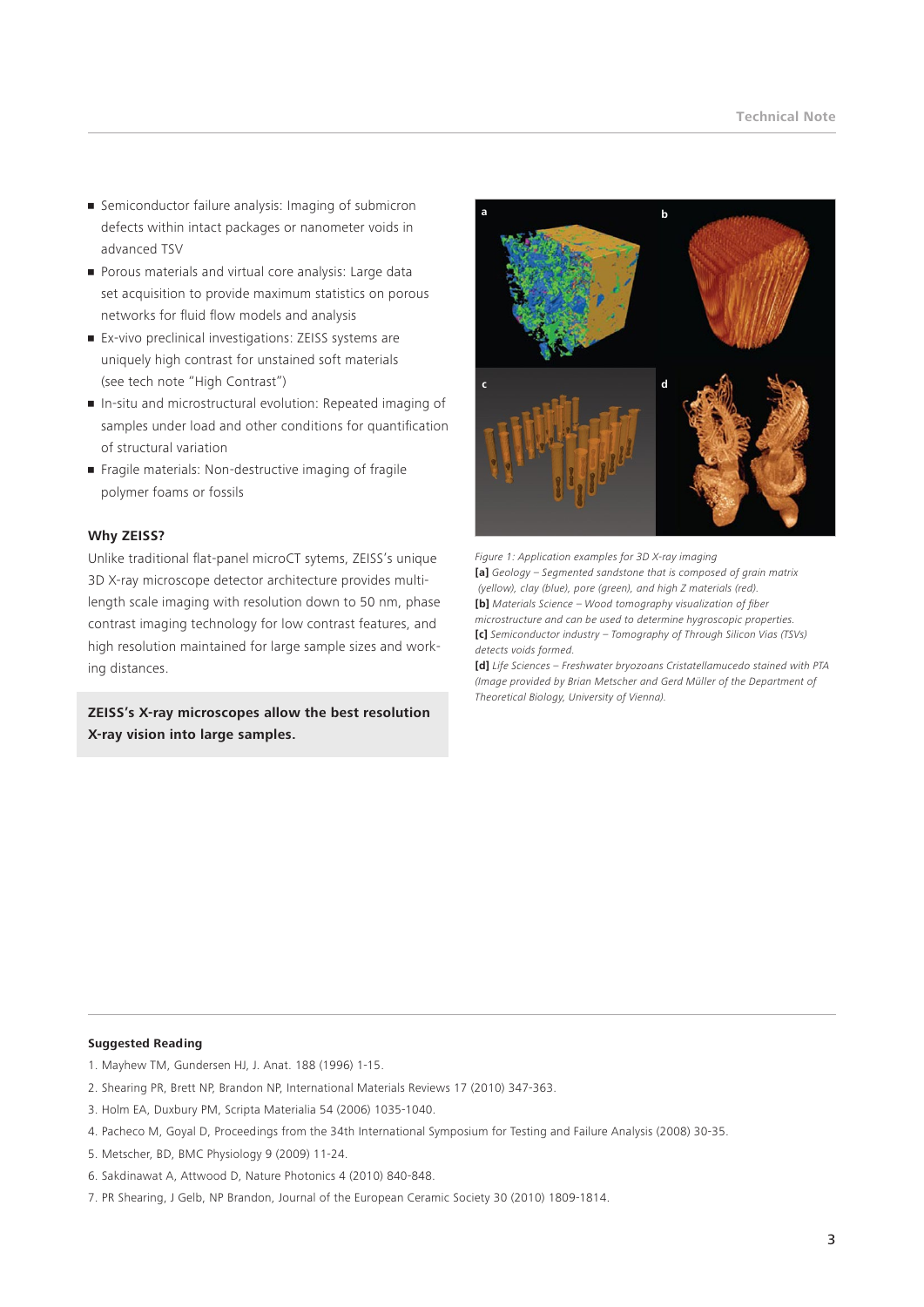- Semiconductor failure analysis: Imaging of submicron defects within intact packages or nanometer voids in advanced TSV
- Porous materials and virtual core analysis: Large data set acquisition to provide maximum statistics on porous networks for fluid flow models and analysis
- Ex-vivo preclinical investigations: ZEISS systems are uniquely high contrast for unstained soft materials (see tech note "High Contrast")
- In-situ and microstructural evolution: Repeated imaging of samples under load and other conditions for quantification of structural variation
- Fragile materials: Non-destructive imaging of fragile polymer foams or fossils

### Why ZEISS?

Unlike traditional flat-panel microCT sytems, ZEISS's unique 3D X-ray microscope detector architecture provides multi-length scale imaging with resolution down to 50 nm, phase contrast imaging technology for low contrast features, and high resolution maintained for large sample sizes and working distances.

**ZEISS's X-ray microscopes allow the best resolution X-ray vision into large samples.**

*Figure 1: Application examples for 3D X-ray imaging*
**[a]** *Geology – Segmented sandstone that is composed of grain matrix (yellow), clay (blue), pore (green), and high Z materials (red).*
**[b]** *Materials Science – Wood tomography visualization of fiber microstructure and can be used to determine hygroscopic properties.*
**[c]** *Semiconductor industry – Tomography of Through Silicon Vias (TSVs) detects voids formed.*
**[d]** *Life Sciences – Freshwater bryozoans Cristatellamucedo stained with PTA (Image provided by Brian Metscher and Gerd Müller of the Department of Theoretical Biology, University of Vienna).*

### Suggested Reading

1. Mayhew TM, Gundersen HJ, J. Anat. 188 (1996) 1-15.
2. Shearing PR, Brett NP, Brandon NP, International Materials Reviews 17 (2010) 347-363.
3. Holm EA, Duxbury PM, Scripta Materialia 54 (2006) 1035-1040.
4. Pacheco M, Goyal D, Proceedings from the 34th International Symposium for Testing and Failure Analysis (2008) 30-35.
5. Metscher, BD, BMC Physiology 9 (2009) 11-24.
6. Sakdinawat A, Attwood D, Nature Photonics 4 (2010) 840-848.
7. PR Shearing, J Gelb, NP Brandon, Journal of the European Ceramic Society 30 (2010) 1809-1814.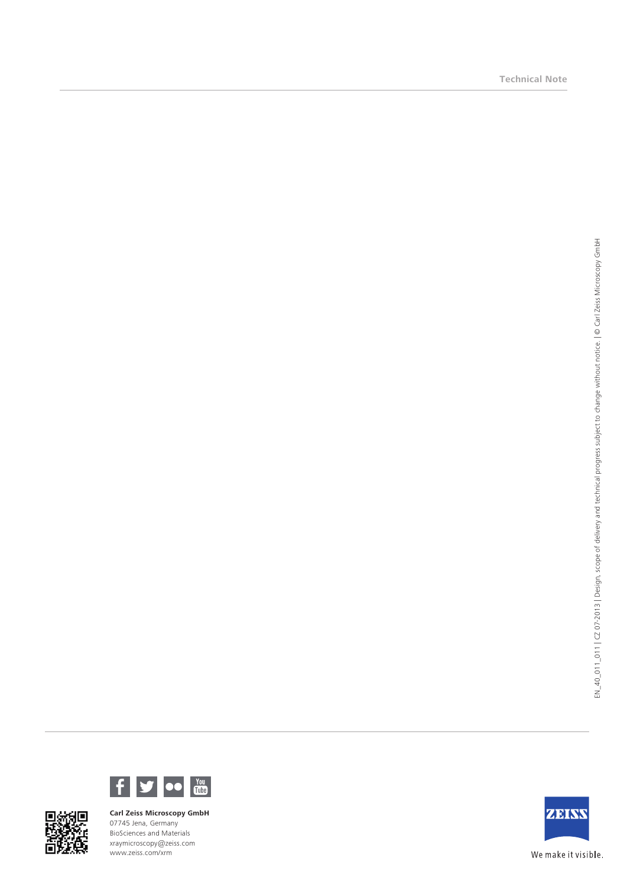**Carl Zeiss Microscopy GmbH**
07745 Jena, Germany
BioSciences and Materials
xraymicroscopy@zeiss.com
www.zeiss.com/xrm

We make it visible.

EN_40_011_011 | CZ 07-2013 | Design, scope of delivery and technical progress subject to change without notice. | © Carl Zeiss Microscopy GmbH